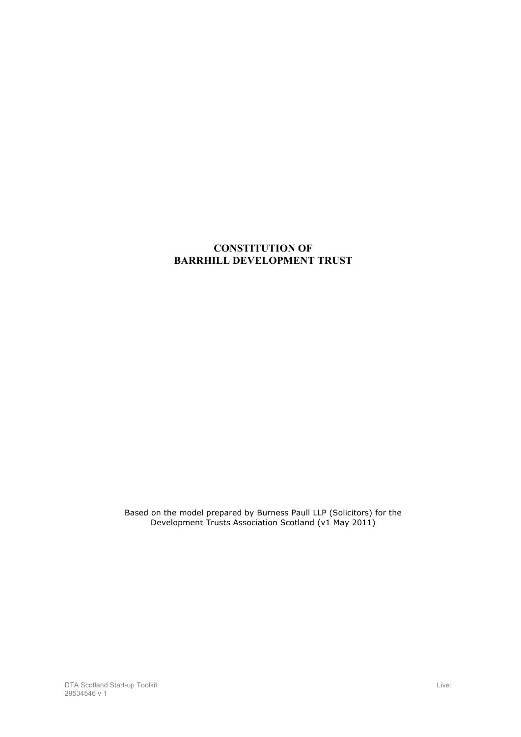# CONSTITUTION OF BARRHILL DEVELOPMENT TRUST

Based on the model prepared by Burness Paull LLP (Solicitors) for the Development Trusts Association Scotland (v1 May 2011)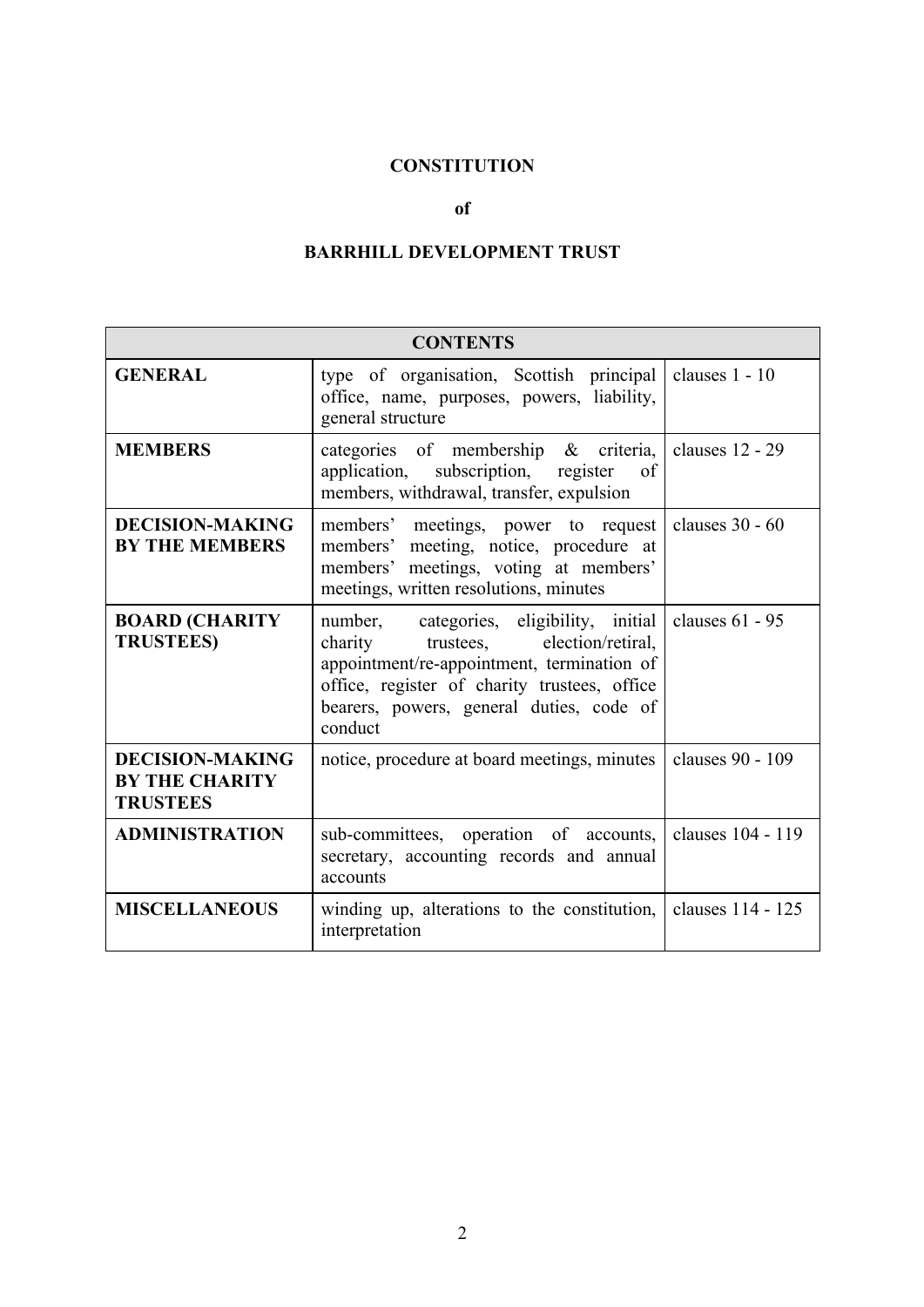**CONSTITUTION**

**of**

**BARRHILL DEVELOPMENT TRUST**

| CONTENTS | | |
|---|---|---|
| **GENERAL** | type of organisation, Scottish principal office, name, purposes, powers, liability, general structure | clauses 1 - 10 |
| **MEMBERS** | categories of membership & criteria, application, subscription, register of members, withdrawal, transfer, expulsion | clauses 12 - 29 |
| **DECISION-MAKING BY THE MEMBERS** | members' meetings, power to request members' meeting, notice, procedure at members' meetings, voting at members' meetings, written resolutions, minutes | clauses 30 - 60 |
| **BOARD (CHARITY TRUSTEES)** | number, categories, eligibility, initial charity trustees, election/retiral, appointment/re-appointment, termination of office, register of charity trustees, office bearers, powers, general duties, code of conduct | clauses 61 - 95 |
| **DECISION-MAKING BY THE CHARITY TRUSTEES** | notice, procedure at board meetings, minutes | clauses 90 - 109 |
| **ADMINISTRATION** | sub-committees, operation of accounts, secretary, accounting records and annual accounts | clauses 104 - 119 |
| **MISCELLANEOUS** | winding up, alterations to the constitution, interpretation | clauses 114 - 125 |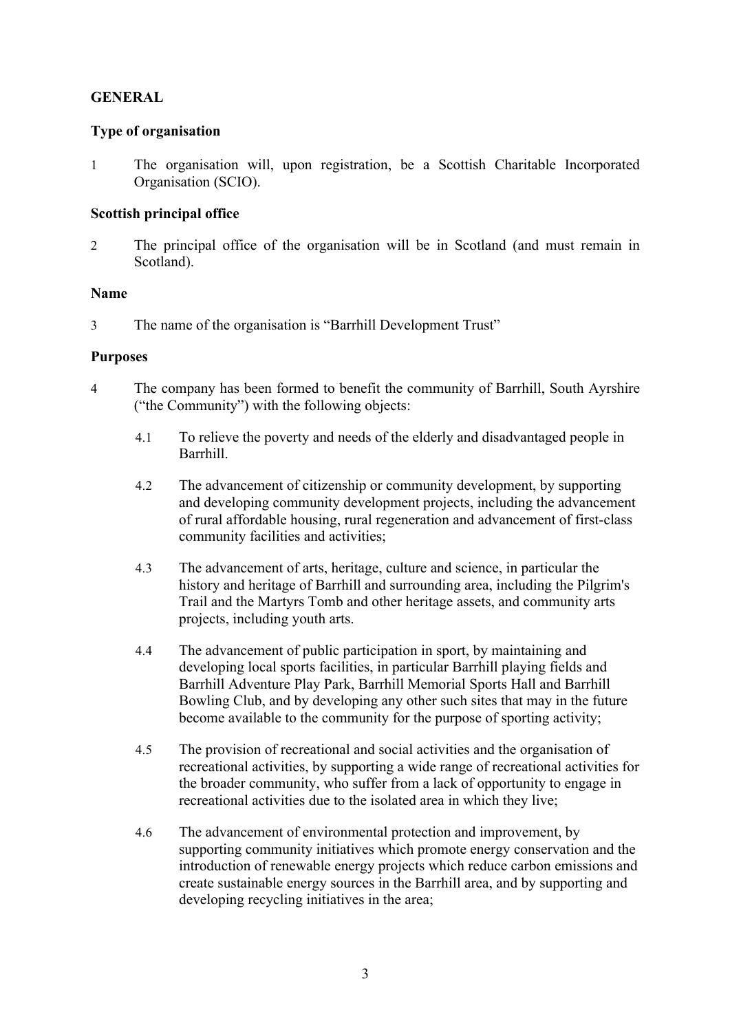## GENERAL

### Type of organisation

1 The organisation will, upon registration, be a Scottish Charitable Incorporated Organisation (SCIO).

### Scottish principal office

2 The principal office of the organisation will be in Scotland (and must remain in Scotland).

### Name

3 The name of the organisation is "Barrhill Development Trust"

### Purposes

4 The company has been formed to benefit the community of Barrhill, South Ayrshire ("the Community") with the following objects:

4.1 To relieve the poverty and needs of the elderly and disadvantaged people in Barrhill.

4.2 The advancement of citizenship or community development, by supporting and developing community development projects, including the advancement of rural affordable housing, rural regeneration and advancement of first-class community facilities and activities;

4.3 The advancement of arts, heritage, culture and science, in particular the history and heritage of Barrhill and surrounding area, including the Pilgrim's Trail and the Martyrs Tomb and other heritage assets, and community arts projects, including youth arts.

4.4 The advancement of public participation in sport, by maintaining and developing local sports facilities, in particular Barrhill playing fields and Barrhill Adventure Play Park, Barrhill Memorial Sports Hall and Barrhill Bowling Club, and by developing any other such sites that may in the future become available to the community for the purpose of sporting activity;

4.5 The provision of recreational and social activities and the organisation of recreational activities, by supporting a wide range of recreational activities for the broader community, who suffer from a lack of opportunity to engage in recreational activities due to the isolated area in which they live;

4.6 The advancement of environmental protection and improvement, by supporting community initiatives which promote energy conservation and the introduction of renewable energy projects which reduce carbon emissions and create sustainable energy sources in the Barrhill area, and by supporting and developing recycling initiatives in the area;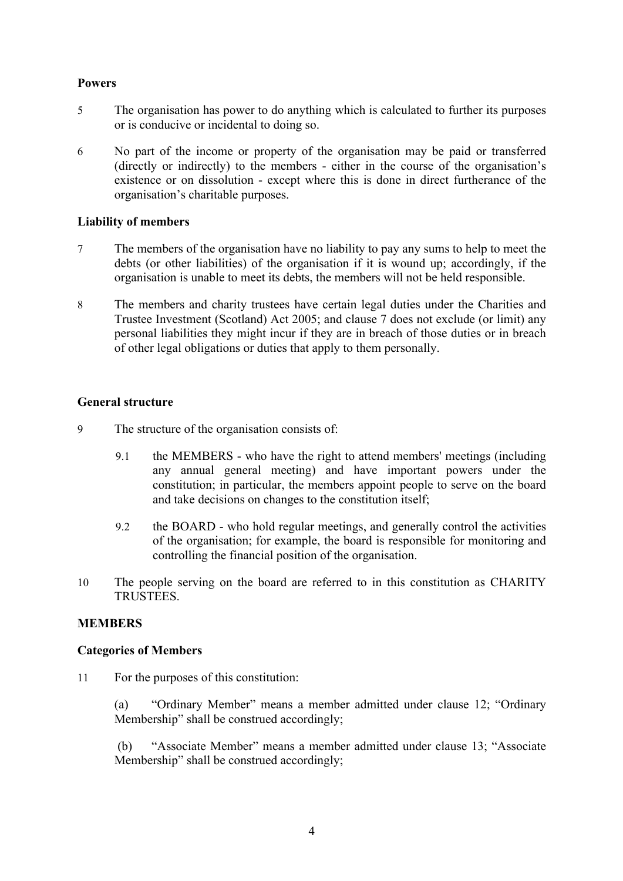**Powers**

5 The organisation has power to do anything which is calculated to further its purposes or is conducive or incidental to doing so.

6 No part of the income or property of the organisation may be paid or transferred (directly or indirectly) to the members - either in the course of the organisation's existence or on dissolution - except where this is done in direct furtherance of the organisation's charitable purposes.

**Liability of members**

7 The members of the organisation have no liability to pay any sums to help to meet the debts (or other liabilities) of the organisation if it is wound up; accordingly, if the organisation is unable to meet its debts, the members will not be held responsible.

8 The members and charity trustees have certain legal duties under the Charities and Trustee Investment (Scotland) Act 2005; and clause 7 does not exclude (or limit) any personal liabilities they might incur if they are in breach of those duties or in breach of other legal obligations or duties that apply to them personally.

**General structure**

9 The structure of the organisation consists of:

9.1 the MEMBERS - who have the right to attend members' meetings (including any annual general meeting) and have important powers under the constitution; in particular, the members appoint people to serve on the board and take decisions on changes to the constitution itself;

9.2 the BOARD - who hold regular meetings, and generally control the activities of the organisation; for example, the board is responsible for monitoring and controlling the financial position of the organisation.

10 The people serving on the board are referred to in this constitution as CHARITY TRUSTEES.

**MEMBERS**

**Categories of Members**

11 For the purposes of this constitution:

(a) "Ordinary Member" means a member admitted under clause 12; "Ordinary Membership" shall be construed accordingly;

(b) "Associate Member" means a member admitted under clause 13; "Associate Membership" shall be construed accordingly;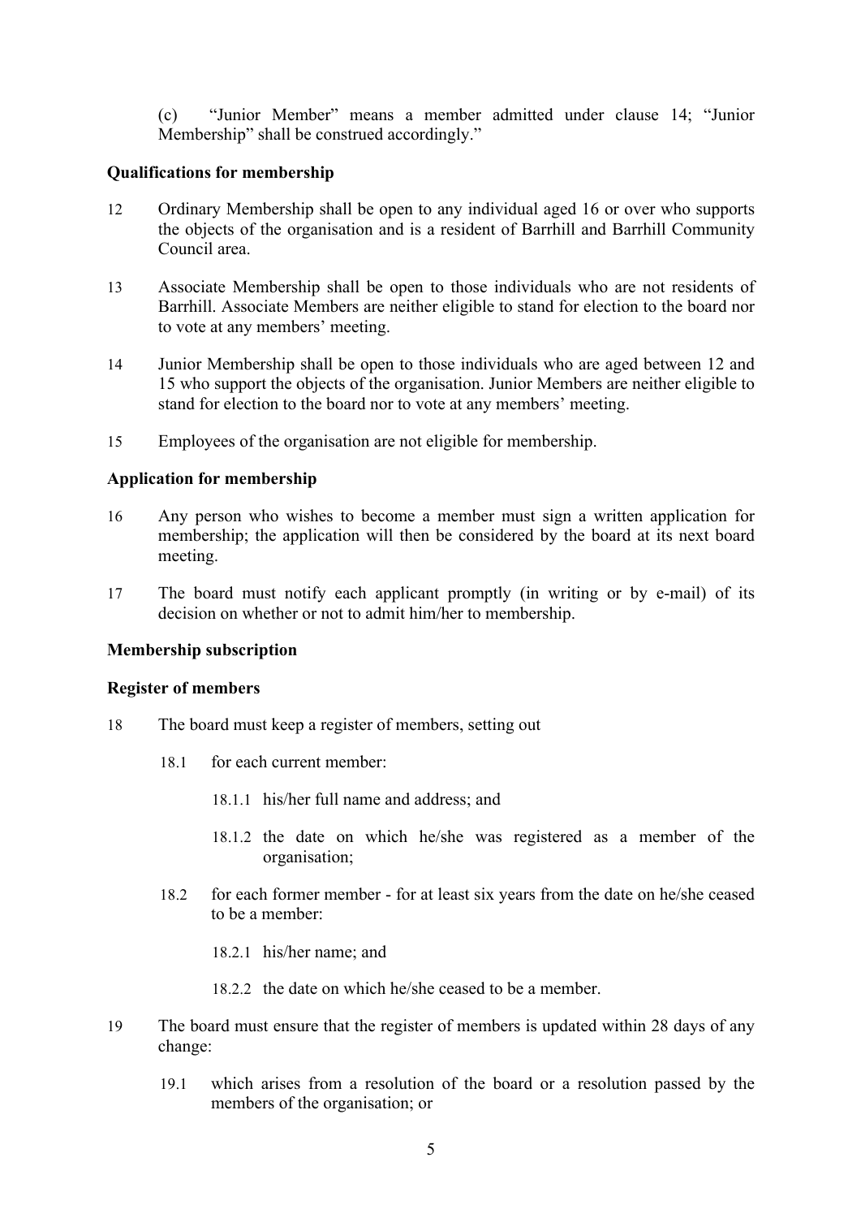(c) "Junior Member" means a member admitted under clause 14; "Junior Membership" shall be construed accordingly."

**Qualifications for membership**

12 Ordinary Membership shall be open to any individual aged 16 or over who supports the objects of the organisation and is a resident of Barrhill and Barrhill Community Council area.

13 Associate Membership shall be open to those individuals who are not residents of Barrhill. Associate Members are neither eligible to stand for election to the board nor to vote at any members' meeting.

14 Junior Membership shall be open to those individuals who are aged between 12 and 15 who support the objects of the organisation. Junior Members are neither eligible to stand for election to the board nor to vote at any members' meeting.

15 Employees of the organisation are not eligible for membership.

**Application for membership**

16 Any person who wishes to become a member must sign a written application for membership; the application will then be considered by the board at its next board meeting.

17 The board must notify each applicant promptly (in writing or by e-mail) of its decision on whether or not to admit him/her to membership.

**Membership subscription**

**Register of members**

18 The board must keep a register of members, setting out

- 18.1 for each current member:
  - 18.1.1 his/her full name and address; and
  - 18.1.2 the date on which he/she was registered as a member of the organisation;
- 18.2 for each former member - for at least six years from the date on he/she ceased to be a member:
  - 18.2.1 his/her name; and
  - 18.2.2 the date on which he/she ceased to be a member.

19 The board must ensure that the register of members is updated within 28 days of any change:

- 19.1 which arises from a resolution of the board or a resolution passed by the members of the organisation; or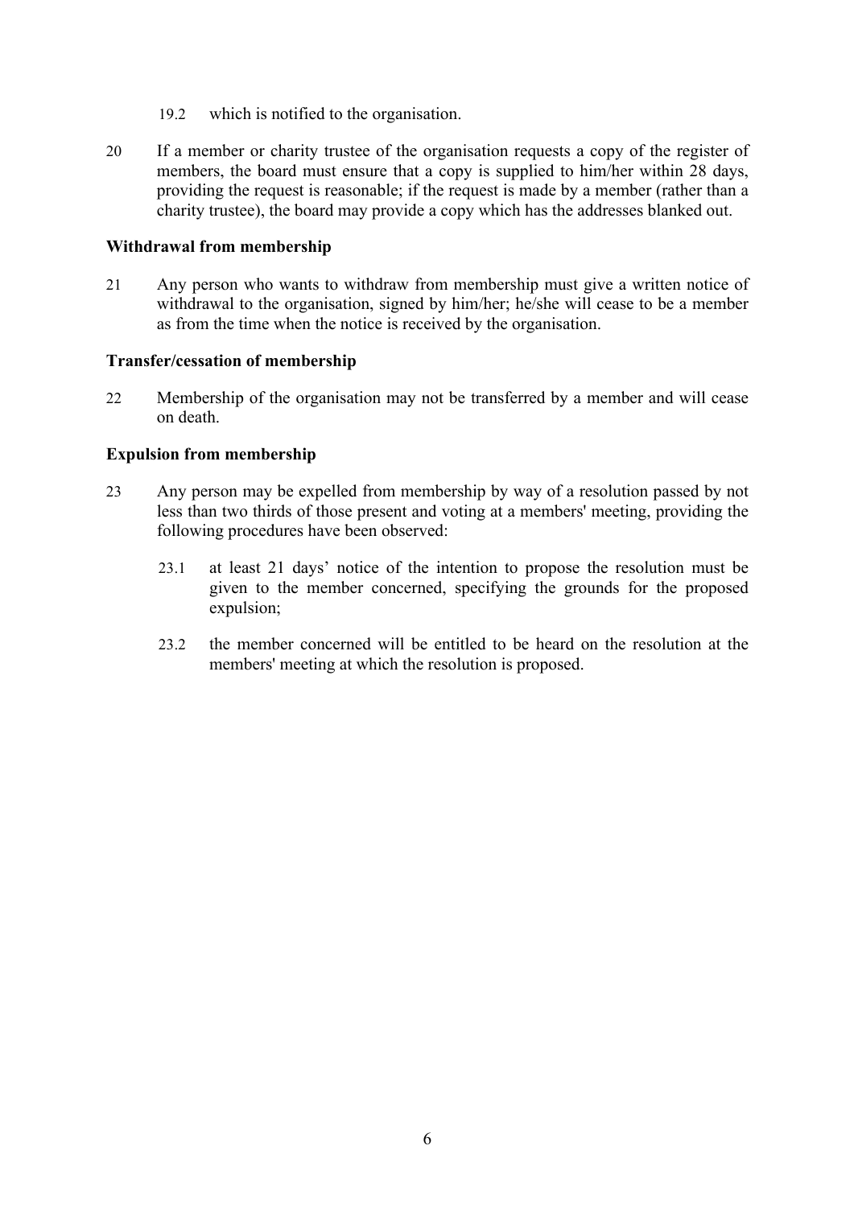19.2 which is notified to the organisation.

20 If a member or charity trustee of the organisation requests a copy of the register of members, the board must ensure that a copy is supplied to him/her within 28 days, providing the request is reasonable; if the request is made by a member (rather than a charity trustee), the board may provide a copy which has the addresses blanked out.

**Withdrawal from membership**

21 Any person who wants to withdraw from membership must give a written notice of withdrawal to the organisation, signed by him/her; he/she will cease to be a member as from the time when the notice is received by the organisation.

**Transfer/cessation of membership**

22 Membership of the organisation may not be transferred by a member and will cease on death.

**Expulsion from membership**

23 Any person may be expelled from membership by way of a resolution passed by not less than two thirds of those present and voting at a members' meeting, providing the following procedures have been observed:

23.1 at least 21 days' notice of the intention to propose the resolution must be given to the member concerned, specifying the grounds for the proposed expulsion;

23.2 the member concerned will be entitled to be heard on the resolution at the members' meeting at which the resolution is proposed.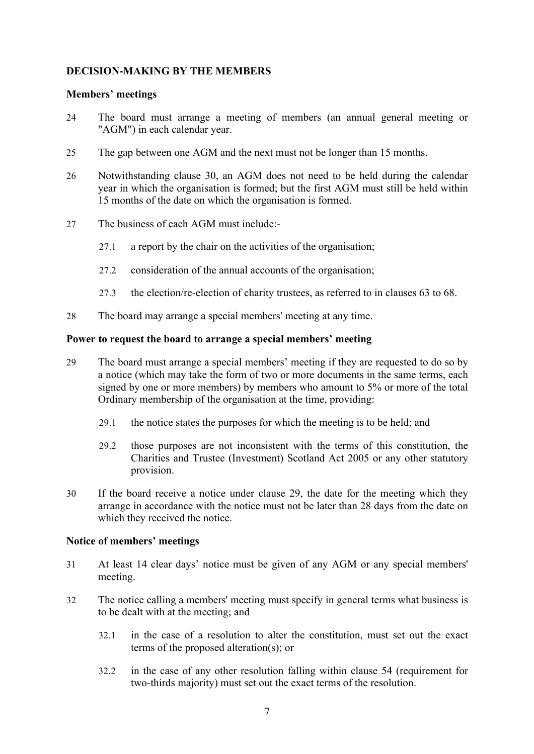## DECISION-MAKING BY THE MEMBERS

### Members' meetings

24 The board must arrange a meeting of members (an annual general meeting or "AGM") in each calendar year.

25 The gap between one AGM and the next must not be longer than 15 months.

26 Notwithstanding clause 30, an AGM does not need to be held during the calendar year in which the organisation is formed; but the first AGM must still be held within 15 months of the date on which the organisation is formed.

27 The business of each AGM must include:-

- 27.1 a report by the chair on the activities of the organisation;
- 27.2 consideration of the annual accounts of the organisation;
- 27.3 the election/re-election of charity trustees, as referred to in clauses 63 to 68.

28 The board may arrange a special members' meeting at any time.

### Power to request the board to arrange a special members' meeting

29 The board must arrange a special members' meeting if they are requested to do so by a notice (which may take the form of two or more documents in the same terms, each signed by one or more members) by members who amount to 5% or more of the total Ordinary membership of the organisation at the time, providing:

- 29.1 the notice states the purposes for which the meeting is to be held; and
- 29.2 those purposes are not inconsistent with the terms of this constitution, the Charities and Trustee (Investment) Scotland Act 2005 or any other statutory provision.

30 If the board receive a notice under clause 29, the date for the meeting which they arrange in accordance with the notice must not be later than 28 days from the date on which they received the notice.

### Notice of members' meetings

31 At least 14 clear days' notice must be given of any AGM or any special members' meeting.

32 The notice calling a members' meeting must specify in general terms what business is to be dealt with at the meeting; and

- 32.1 in the case of a resolution to alter the constitution, must set out the exact terms of the proposed alteration(s); or
- 32.2 in the case of any other resolution falling within clause 54 (requirement for two-thirds majority) must set out the exact terms of the resolution.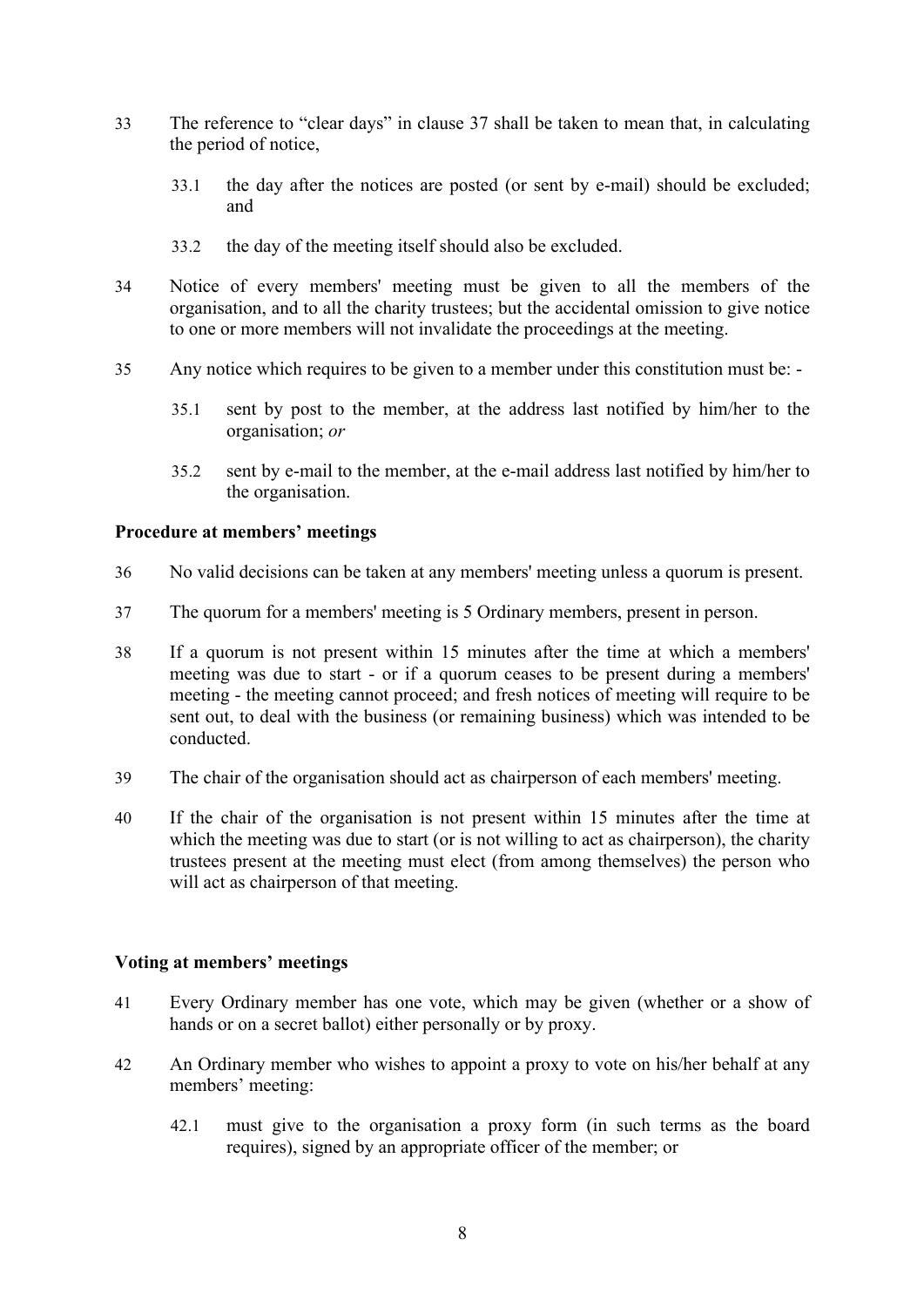33 The reference to "clear days" in clause 37 shall be taken to mean that, in calculating the period of notice,

   33.1 the day after the notices are posted (or sent by e-mail) should be excluded; and

   33.2 the day of the meeting itself should also be excluded.

34 Notice of every members' meeting must be given to all the members of the organisation, and to all the charity trustees; but the accidental omission to give notice to one or more members will not invalidate the proceedings at the meeting.

35 Any notice which requires to be given to a member under this constitution must be: -

   35.1 sent by post to the member, at the address last notified by him/her to the organisation; *or*

   35.2 sent by e-mail to the member, at the e-mail address last notified by him/her to the organisation.

**Procedure at members' meetings**

36 No valid decisions can be taken at any members' meeting unless a quorum is present.

37 The quorum for a members' meeting is 5 Ordinary members, present in person.

38 If a quorum is not present within 15 minutes after the time at which a members' meeting was due to start - or if a quorum ceases to be present during a members' meeting - the meeting cannot proceed; and fresh notices of meeting will require to be sent out, to deal with the business (or remaining business) which was intended to be conducted.

39 The chair of the organisation should act as chairperson of each members' meeting.

40 If the chair of the organisation is not present within 15 minutes after the time at which the meeting was due to start (or is not willing to act as chairperson), the charity trustees present at the meeting must elect (from among themselves) the person who will act as chairperson of that meeting.

**Voting at members' meetings**

41 Every Ordinary member has one vote, which may be given (whether or a show of hands or on a secret ballot) either personally or by proxy.

42 An Ordinary member who wishes to appoint a proxy to vote on his/her behalf at any members' meeting:

   42.1 must give to the organisation a proxy form (in such terms as the board requires), signed by an appropriate officer of the member; or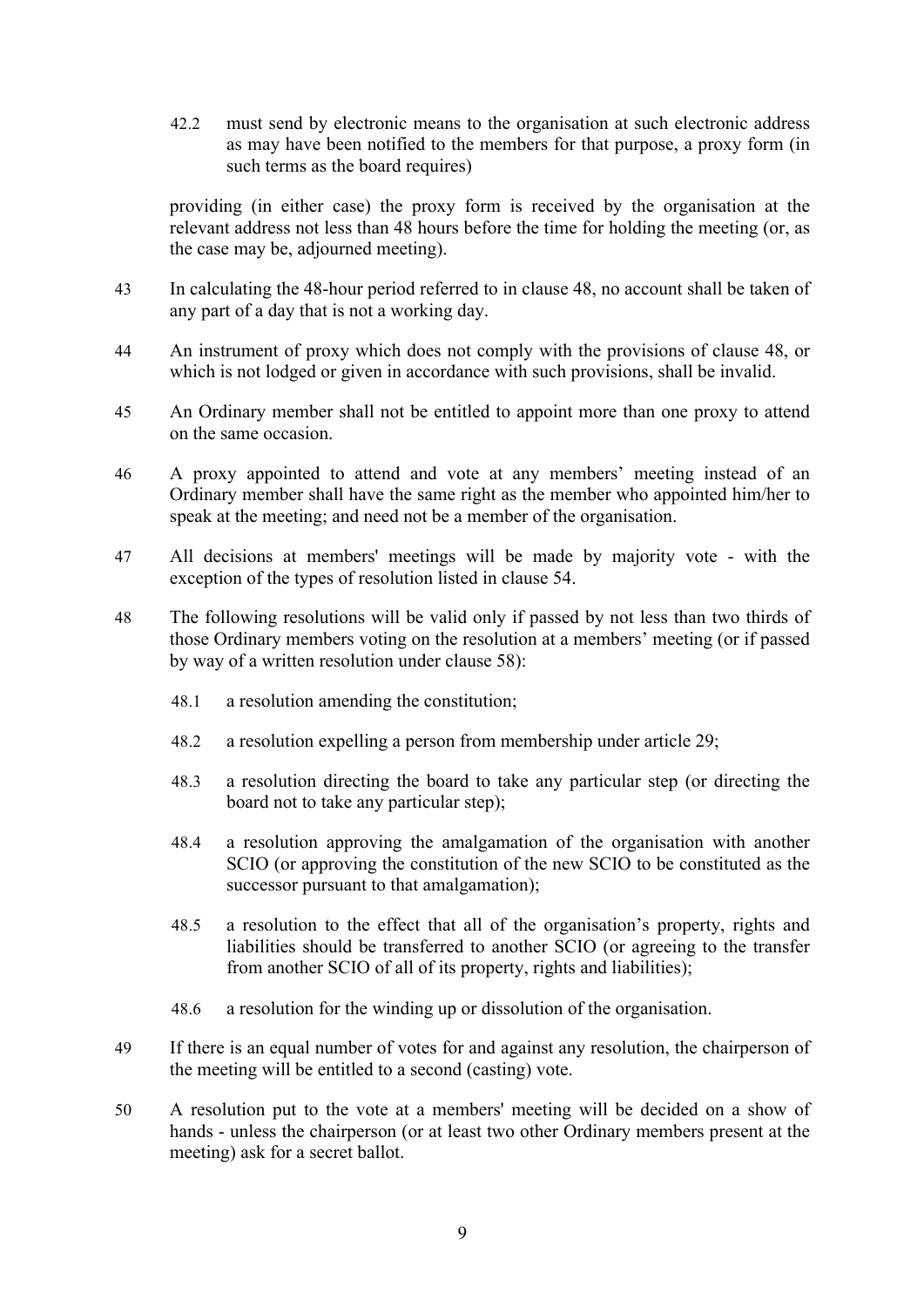42.2 must send by electronic means to the organisation at such electronic address as may have been notified to the members for that purpose, a proxy form (in such terms as the board requires)

providing (in either case) the proxy form is received by the organisation at the relevant address not less than 48 hours before the time for holding the meeting (or, as the case may be, adjourned meeting).

43 In calculating the 48-hour period referred to in clause 48, no account shall be taken of any part of a day that is not a working day.

44 An instrument of proxy which does not comply with the provisions of clause 48, or which is not lodged or given in accordance with such provisions, shall be invalid.

45 An Ordinary member shall not be entitled to appoint more than one proxy to attend on the same occasion.

46 A proxy appointed to attend and vote at any members' meeting instead of an Ordinary member shall have the same right as the member who appointed him/her to speak at the meeting; and need not be a member of the organisation.

47 All decisions at members' meetings will be made by majority vote - with the exception of the types of resolution listed in clause 54.

48 The following resolutions will be valid only if passed by not less than two thirds of those Ordinary members voting on the resolution at a members' meeting (or if passed by way of a written resolution under clause 58):

48.1 a resolution amending the constitution;

48.2 a resolution expelling a person from membership under article 29;

48.3 a resolution directing the board to take any particular step (or directing the board not to take any particular step);

48.4 a resolution approving the amalgamation of the organisation with another SCIO (or approving the constitution of the new SCIO to be constituted as the successor pursuant to that amalgamation);

48.5 a resolution to the effect that all of the organisation's property, rights and liabilities should be transferred to another SCIO (or agreeing to the transfer from another SCIO of all of its property, rights and liabilities);

48.6 a resolution for the winding up or dissolution of the organisation.

49 If there is an equal number of votes for and against any resolution, the chairperson of the meeting will be entitled to a second (casting) vote.

50 A resolution put to the vote at a members' meeting will be decided on a show of hands - unless the chairperson (or at least two other Ordinary members present at the meeting) ask for a secret ballot.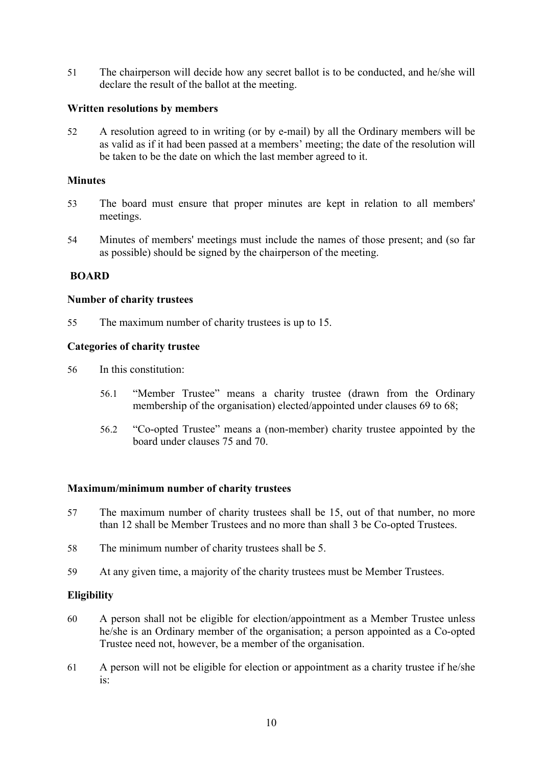51 The chairperson will decide how any secret ballot is to be conducted, and he/she will declare the result of the ballot at the meeting.

**Written resolutions by members**

52 A resolution agreed to in writing (or by e-mail) by all the Ordinary members will be as valid as if it had been passed at a members' meeting; the date of the resolution will be taken to be the date on which the last member agreed to it.

**Minutes**

53 The board must ensure that proper minutes are kept in relation to all members' meetings.

54 Minutes of members' meetings must include the names of those present; and (so far as possible) should be signed by the chairperson of the meeting.

**BOARD**

**Number of charity trustees**

55 The maximum number of charity trustees is up to 15.

**Categories of charity trustee**

56 In this constitution:

56.1 "Member Trustee" means a charity trustee (drawn from the Ordinary membership of the organisation) elected/appointed under clauses 69 to 68;

56.2 "Co-opted Trustee" means a (non-member) charity trustee appointed by the board under clauses 75 and 70.

**Maximum/minimum number of charity trustees**

57 The maximum number of charity trustees shall be 15, out of that number, no more than 12 shall be Member Trustees and no more than shall 3 be Co-opted Trustees.

58 The minimum number of charity trustees shall be 5.

59 At any given time, a majority of the charity trustees must be Member Trustees.

**Eligibility**

60 A person shall not be eligible for election/appointment as a Member Trustee unless he/she is an Ordinary member of the organisation; a person appointed as a Co-opted Trustee need not, however, be a member of the organisation.

61 A person will not be eligible for election or appointment as a charity trustee if he/she is: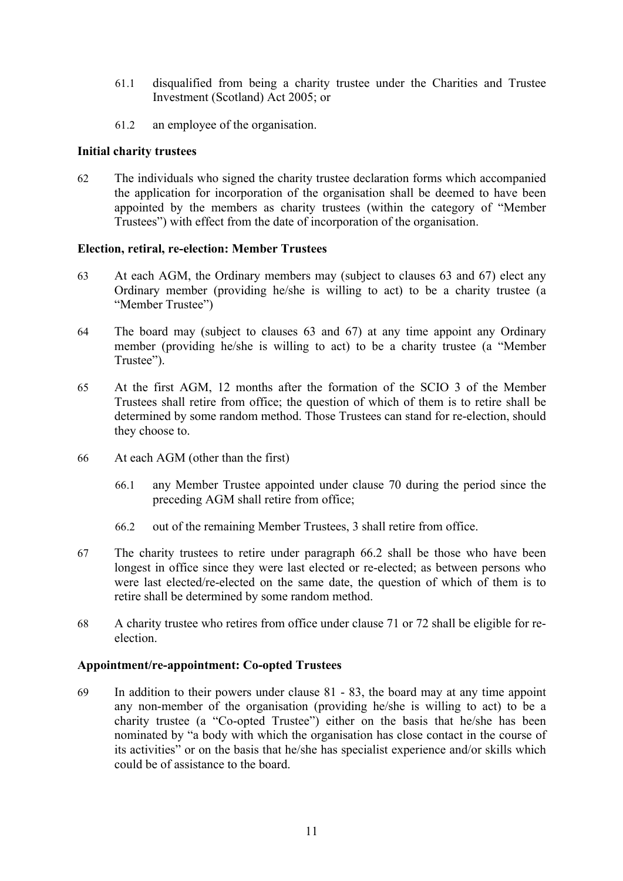61.1 disqualified from being a charity trustee under the Charities and Trustee Investment (Scotland) Act 2005; or

61.2 an employee of the organisation.

**Initial charity trustees**

62 The individuals who signed the charity trustee declaration forms which accompanied the application for incorporation of the organisation shall be deemed to have been appointed by the members as charity trustees (within the category of "Member Trustees") with effect from the date of incorporation of the organisation.

**Election, retiral, re-election: Member Trustees**

63 At each AGM, the Ordinary members may (subject to clauses 63 and 67) elect any Ordinary member (providing he/she is willing to act) to be a charity trustee (a "Member Trustee")

64 The board may (subject to clauses 63 and 67) at any time appoint any Ordinary member (providing he/she is willing to act) to be a charity trustee (a "Member Trustee").

65 At the first AGM, 12 months after the formation of the SCIO 3 of the Member Trustees shall retire from office; the question of which of them is to retire shall be determined by some random method. Those Trustees can stand for re-election, should they choose to.

66 At each AGM (other than the first)

66.1 any Member Trustee appointed under clause 70 during the period since the preceding AGM shall retire from office;

66.2 out of the remaining Member Trustees, 3 shall retire from office.

67 The charity trustees to retire under paragraph 66.2 shall be those who have been longest in office since they were last elected or re-elected; as between persons who were last elected/re-elected on the same date, the question of which of them is to retire shall be determined by some random method.

68 A charity trustee who retires from office under clause 71 or 72 shall be eligible for re-election.

**Appointment/re-appointment: Co-opted Trustees**

69 In addition to their powers under clause 81 - 83, the board may at any time appoint any non-member of the organisation (providing he/she is willing to act) to be a charity trustee (a "Co-opted Trustee") either on the basis that he/she has been nominated by "a body with which the organisation has close contact in the course of its activities" or on the basis that he/she has specialist experience and/or skills which could be of assistance to the board.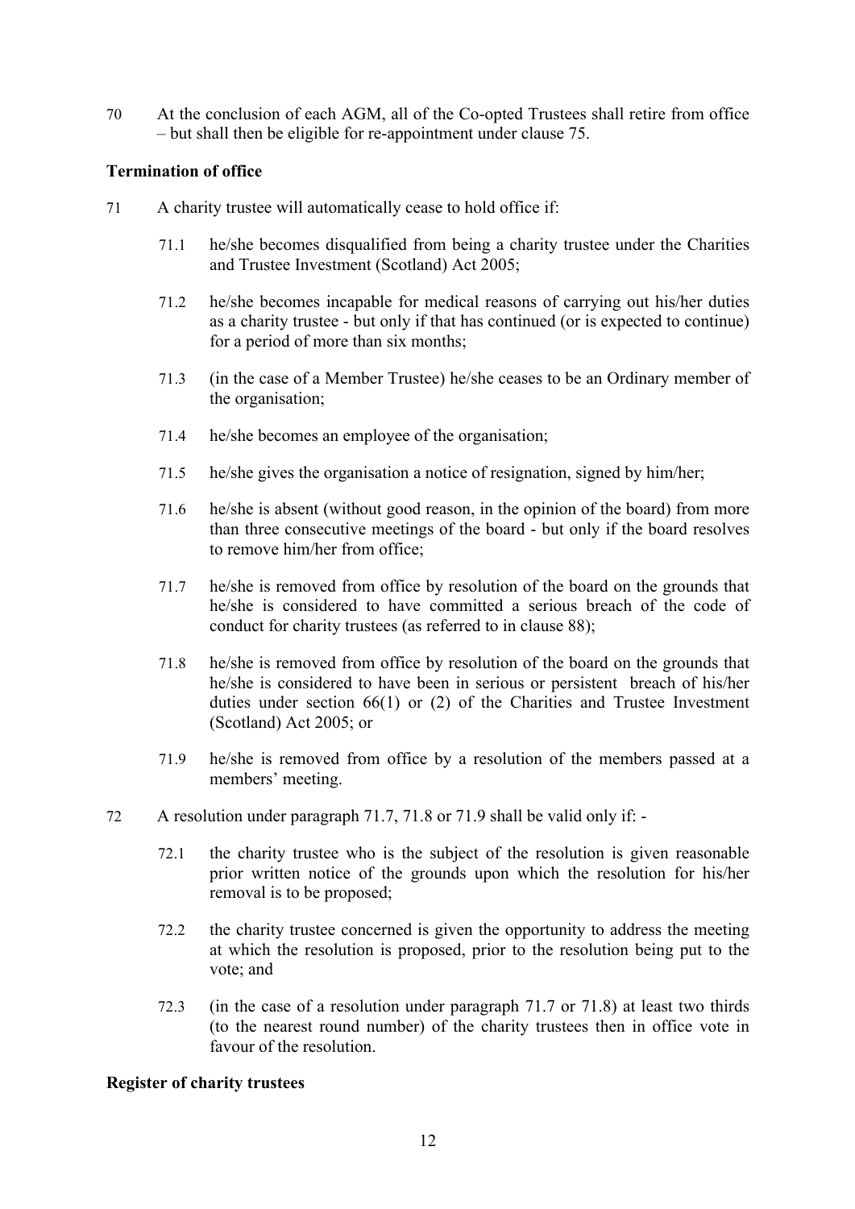70 At the conclusion of each AGM, all of the Co-opted Trustees shall retire from office – but shall then be eligible for re-appointment under clause 75.

**Termination of office**

71 A charity trustee will automatically cease to hold office if:

71.1 he/she becomes disqualified from being a charity trustee under the Charities and Trustee Investment (Scotland) Act 2005;

71.2 he/she becomes incapable for medical reasons of carrying out his/her duties as a charity trustee - but only if that has continued (or is expected to continue) for a period of more than six months;

71.3 (in the case of a Member Trustee) he/she ceases to be an Ordinary member of the organisation;

71.4 he/she becomes an employee of the organisation;

71.5 he/she gives the organisation a notice of resignation, signed by him/her;

71.6 he/she is absent (without good reason, in the opinion of the board) from more than three consecutive meetings of the board - but only if the board resolves to remove him/her from office;

71.7 he/she is removed from office by resolution of the board on the grounds that he/she is considered to have committed a serious breach of the code of conduct for charity trustees (as referred to in clause 88);

71.8 he/she is removed from office by resolution of the board on the grounds that he/she is considered to have been in serious or persistent breach of his/her duties under section 66(1) or (2) of the Charities and Trustee Investment (Scotland) Act 2005; or

71.9 he/she is removed from office by a resolution of the members passed at a members' meeting.

72 A resolution under paragraph 71.7, 71.8 or 71.9 shall be valid only if: -

72.1 the charity trustee who is the subject of the resolution is given reasonable prior written notice of the grounds upon which the resolution for his/her removal is to be proposed;

72.2 the charity trustee concerned is given the opportunity to address the meeting at which the resolution is proposed, prior to the resolution being put to the vote; and

72.3 (in the case of a resolution under paragraph 71.7 or 71.8) at least two thirds (to the nearest round number) of the charity trustees then in office vote in favour of the resolution.

**Register of charity trustees**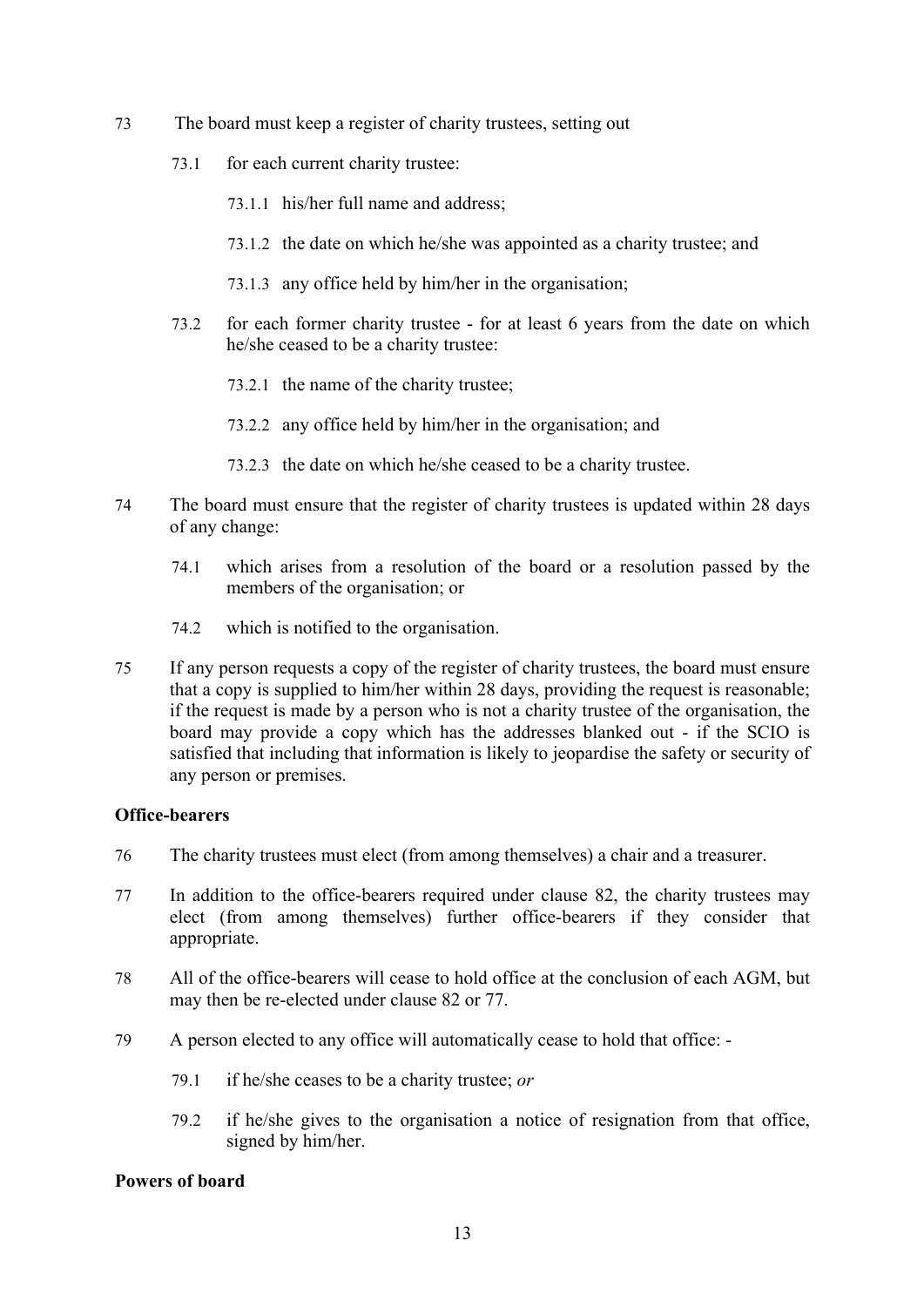73 The board must keep a register of charity trustees, setting out

73.1 for each current charity trustee:

73.1.1 his/her full name and address;

73.1.2 the date on which he/she was appointed as a charity trustee; and

73.1.3 any office held by him/her in the organisation;

73.2 for each former charity trustee - for at least 6 years from the date on which he/she ceased to be a charity trustee:

73.2.1 the name of the charity trustee;

73.2.2 any office held by him/her in the organisation; and

73.2.3 the date on which he/she ceased to be a charity trustee.

74 The board must ensure that the register of charity trustees is updated within 28 days of any change:

74.1 which arises from a resolution of the board or a resolution passed by the members of the organisation; or

74.2 which is notified to the organisation.

75 If any person requests a copy of the register of charity trustees, the board must ensure that a copy is supplied to him/her within 28 days, providing the request is reasonable; if the request is made by a person who is not a charity trustee of the organisation, the board may provide a copy which has the addresses blanked out - if the SCIO is satisfied that including that information is likely to jeopardise the safety or security of any person or premises.

**Office-bearers**

76 The charity trustees must elect (from among themselves) a chair and a treasurer.

77 In addition to the office-bearers required under clause 82, the charity trustees may elect (from among themselves) further office-bearers if they consider that appropriate.

78 All of the office-bearers will cease to hold office at the conclusion of each AGM, but may then be re-elected under clause 82 or 77.

79 A person elected to any office will automatically cease to hold that office: -

79.1 if he/she ceases to be a charity trustee; *or*

79.2 if he/she gives to the organisation a notice of resignation from that office, signed by him/her.

**Powers of board**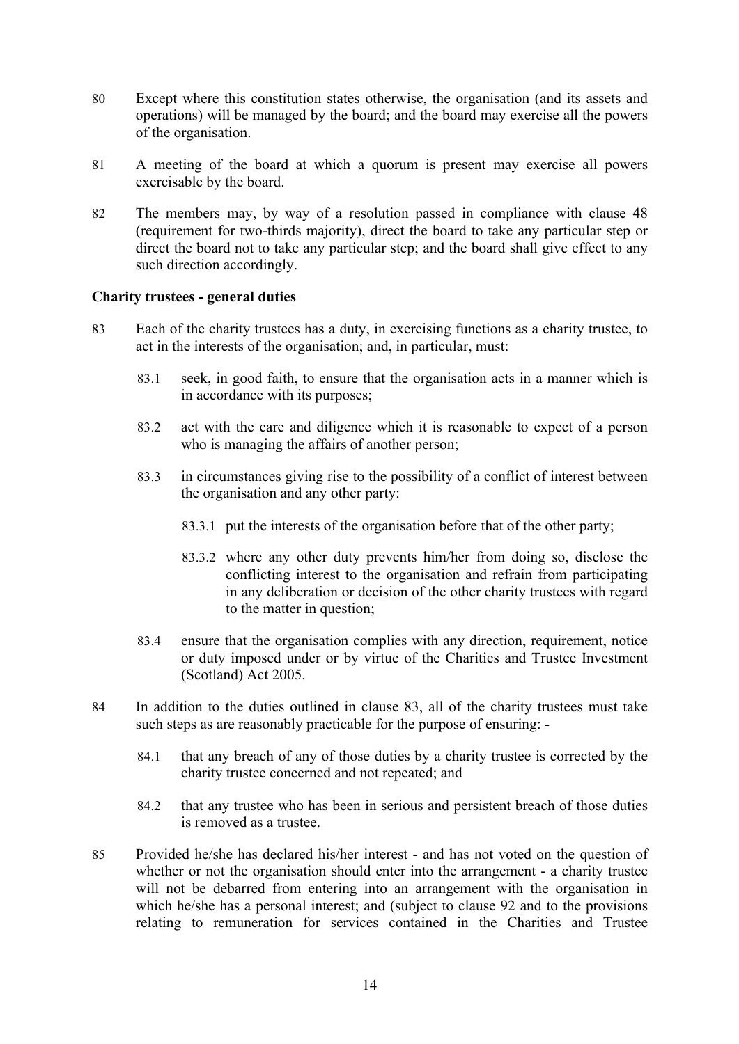80 Except where this constitution states otherwise, the organisation (and its assets and operations) will be managed by the board; and the board may exercise all the powers of the organisation.

81 A meeting of the board at which a quorum is present may exercise all powers exercisable by the board.

82 The members may, by way of a resolution passed in compliance with clause 48 (requirement for two-thirds majority), direct the board to take any particular step or direct the board not to take any particular step; and the board shall give effect to any such direction accordingly.

**Charity trustees - general duties**

83 Each of the charity trustees has a duty, in exercising functions as a charity trustee, to act in the interests of the organisation; and, in particular, must:

- 83.1 seek, in good faith, to ensure that the organisation acts in a manner which is in accordance with its purposes;
- 83.2 act with the care and diligence which it is reasonable to expect of a person who is managing the affairs of another person;
- 83.3 in circumstances giving rise to the possibility of a conflict of interest between the organisation and any other party:
  - 83.3.1 put the interests of the organisation before that of the other party;
  - 83.3.2 where any other duty prevents him/her from doing so, disclose the conflicting interest to the organisation and refrain from participating in any deliberation or decision of the other charity trustees with regard to the matter in question;
- 83.4 ensure that the organisation complies with any direction, requirement, notice or duty imposed under or by virtue of the Charities and Trustee Investment (Scotland) Act 2005.

84 In addition to the duties outlined in clause 83, all of the charity trustees must take such steps as are reasonably practicable for the purpose of ensuring: -

- 84.1 that any breach of any of those duties by a charity trustee is corrected by the charity trustee concerned and not repeated; and
- 84.2 that any trustee who has been in serious and persistent breach of those duties is removed as a trustee.

85 Provided he/she has declared his/her interest - and has not voted on the question of whether or not the organisation should enter into the arrangement - a charity trustee will not be debarred from entering into an arrangement with the organisation in which he/she has a personal interest; and (subject to clause 92 and to the provisions relating to remuneration for services contained in the Charities and Trustee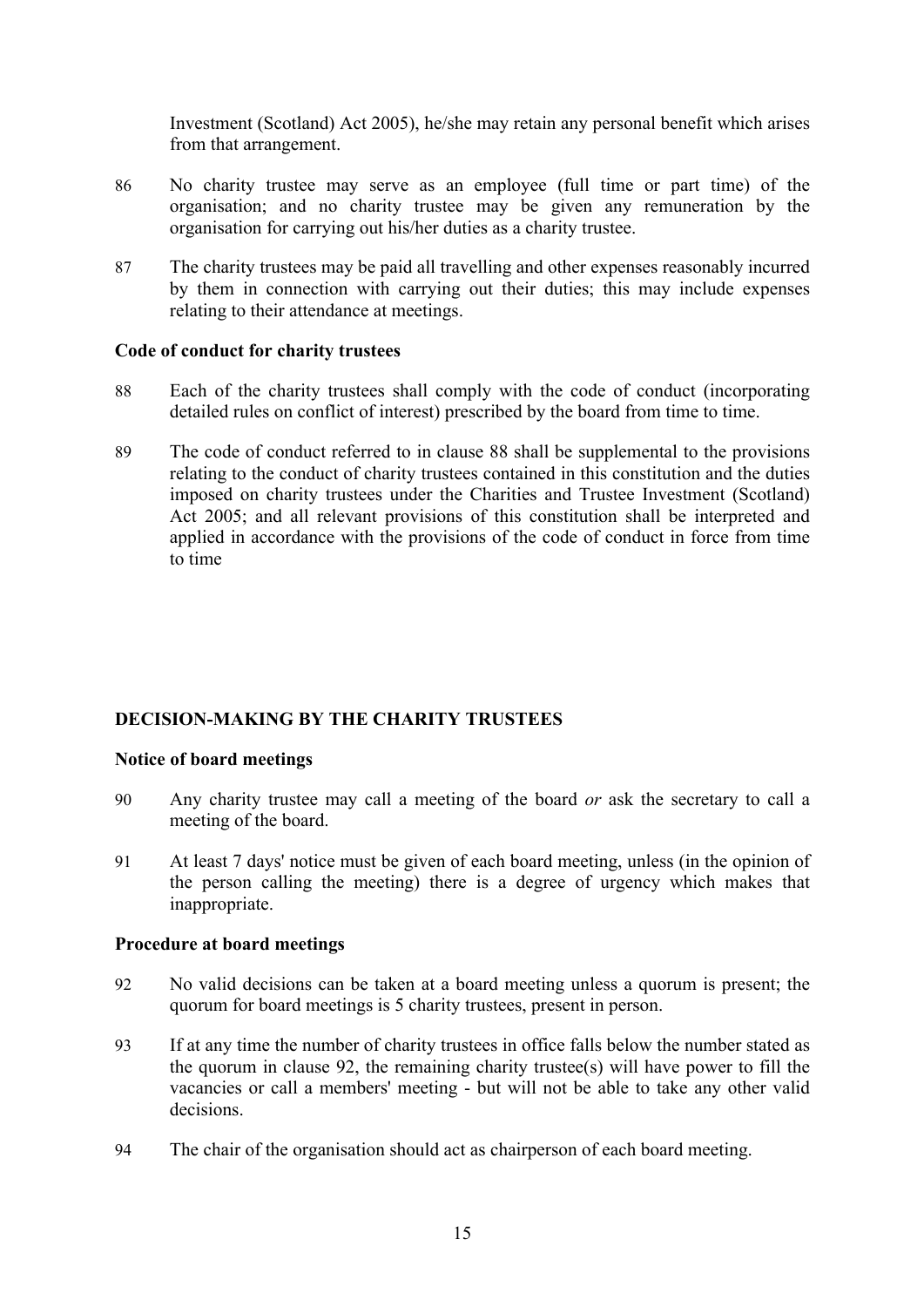Investment (Scotland) Act 2005), he/she may retain any personal benefit which arises from that arrangement.

86 No charity trustee may serve as an employee (full time or part time) of the organisation; and no charity trustee may be given any remuneration by the organisation for carrying out his/her duties as a charity trustee.

87 The charity trustees may be paid all travelling and other expenses reasonably incurred by them in connection with carrying out their duties; this may include expenses relating to their attendance at meetings.

**Code of conduct for charity trustees**

88 Each of the charity trustees shall comply with the code of conduct (incorporating detailed rules on conflict of interest) prescribed by the board from time to time.

89 The code of conduct referred to in clause 88 shall be supplemental to the provisions relating to the conduct of charity trustees contained in this constitution and the duties imposed on charity trustees under the Charities and Trustee Investment (Scotland) Act 2005; and all relevant provisions of this constitution shall be interpreted and applied in accordance with the provisions of the code of conduct in force from time to time

## DECISION-MAKING BY THE CHARITY TRUSTEES

**Notice of board meetings**

90 Any charity trustee may call a meeting of the board *or* ask the secretary to call a meeting of the board.

91 At least 7 days' notice must be given of each board meeting, unless (in the opinion of the person calling the meeting) there is a degree of urgency which makes that inappropriate.

**Procedure at board meetings**

92 No valid decisions can be taken at a board meeting unless a quorum is present; the quorum for board meetings is 5 charity trustees, present in person.

93 If at any time the number of charity trustees in office falls below the number stated as the quorum in clause 92, the remaining charity trustee(s) will have power to fill the vacancies or call a members' meeting - but will not be able to take any other valid decisions.

94 The chair of the organisation should act as chairperson of each board meeting.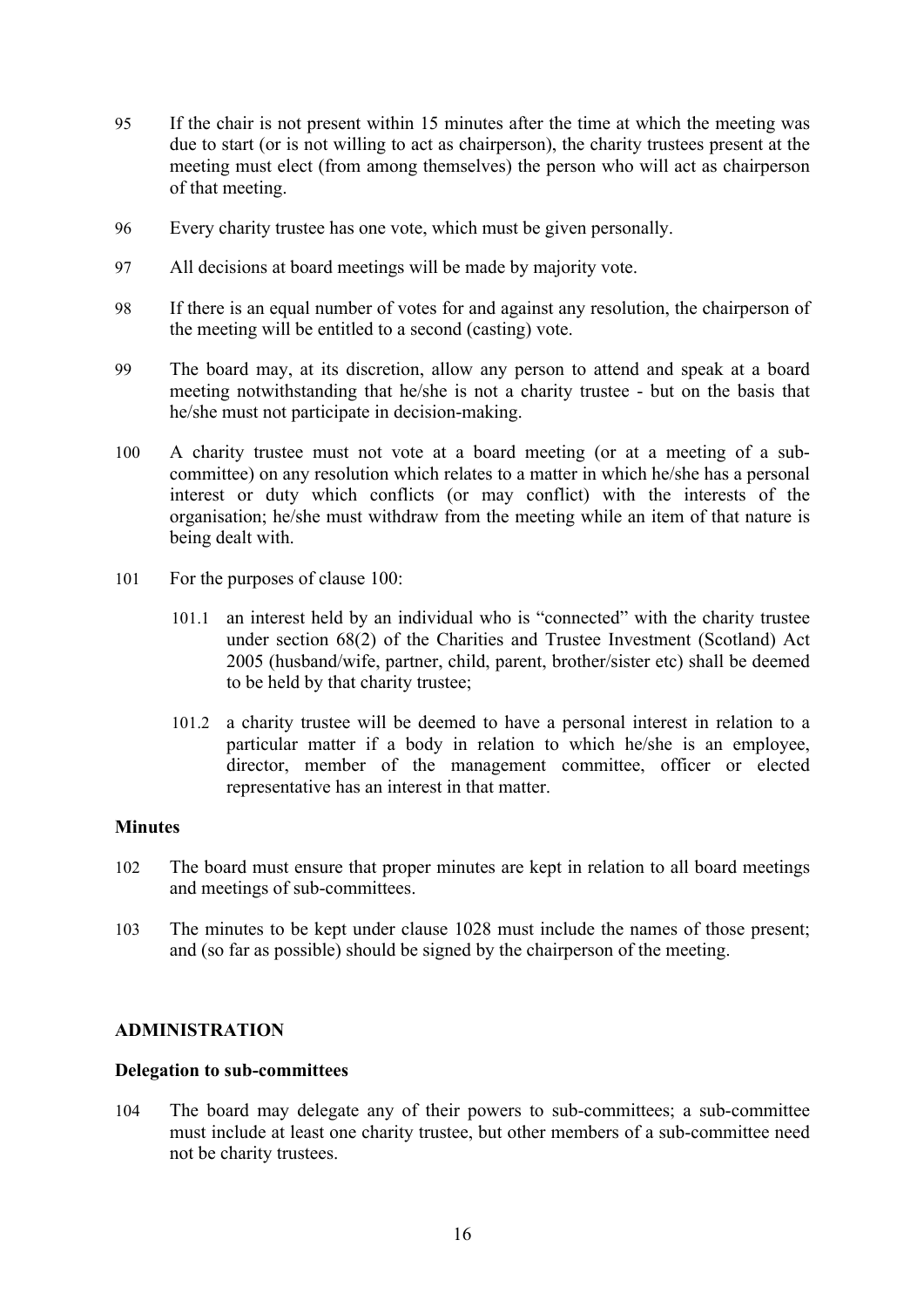95 If the chair is not present within 15 minutes after the time at which the meeting was due to start (or is not willing to act as chairperson), the charity trustees present at the meeting must elect (from among themselves) the person who will act as chairperson of that meeting.

96 Every charity trustee has one vote, which must be given personally.

97 All decisions at board meetings will be made by majority vote.

98 If there is an equal number of votes for and against any resolution, the chairperson of the meeting will be entitled to a second (casting) vote.

99 The board may, at its discretion, allow any person to attend and speak at a board meeting notwithstanding that he/she is not a charity trustee - but on the basis that he/she must not participate in decision-making.

100 A charity trustee must not vote at a board meeting (or at a meeting of a sub-committee) on any resolution which relates to a matter in which he/she has a personal interest or duty which conflicts (or may conflict) with the interests of the organisation; he/she must withdraw from the meeting while an item of that nature is being dealt with.

101 For the purposes of clause 100:

101.1 an interest held by an individual who is "connected" with the charity trustee under section 68(2) of the Charities and Trustee Investment (Scotland) Act 2005 (husband/wife, partner, child, parent, brother/sister etc) shall be deemed to be held by that charity trustee;

101.2 a charity trustee will be deemed to have a personal interest in relation to a particular matter if a body in relation to which he/she is an employee, director, member of the management committee, officer or elected representative has an interest in that matter.

**Minutes**

102 The board must ensure that proper minutes are kept in relation to all board meetings and meetings of sub-committees.

103 The minutes to be kept under clause 1028 must include the names of those present; and (so far as possible) should be signed by the chairperson of the meeting.

**ADMINISTRATION**

**Delegation to sub-committees**

104 The board may delegate any of their powers to sub-committees; a sub-committee must include at least one charity trustee, but other members of a sub-committee need not be charity trustees.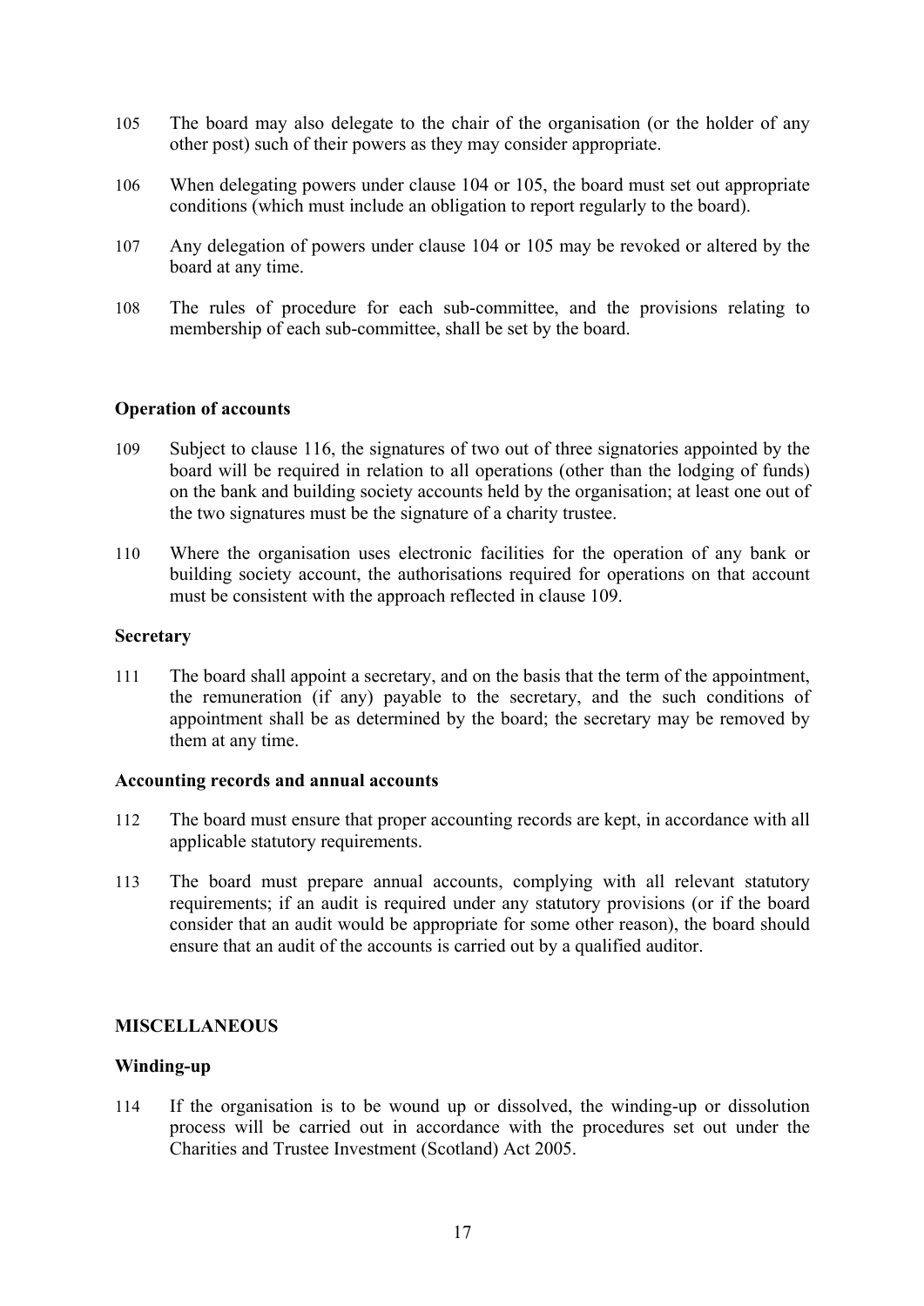105 The board may also delegate to the chair of the organisation (or the holder of any other post) such of their powers as they may consider appropriate.

106 When delegating powers under clause 104 or 105, the board must set out appropriate conditions (which must include an obligation to report regularly to the board).

107 Any delegation of powers under clause 104 or 105 may be revoked or altered by the board at any time.

108 The rules of procedure for each sub-committee, and the provisions relating to membership of each sub-committee, shall be set by the board.

### Operation of accounts

109 Subject to clause 116, the signatures of two out of three signatories appointed by the board will be required in relation to all operations (other than the lodging of funds) on the bank and building society accounts held by the organisation; at least one out of the two signatures must be the signature of a charity trustee.

110 Where the organisation uses electronic facilities for the operation of any bank or building society account, the authorisations required for operations on that account must be consistent with the approach reflected in clause 109.

### Secretary

111 The board shall appoint a secretary, and on the basis that the term of the appointment, the remuneration (if any) payable to the secretary, and the such conditions of appointment shall be as determined by the board; the secretary may be removed by them at any time.

### Accounting records and annual accounts

112 The board must ensure that proper accounting records are kept, in accordance with all applicable statutory requirements.

113 The board must prepare annual accounts, complying with all relevant statutory requirements; if an audit is required under any statutory provisions (or if the board consider that an audit would be appropriate for some other reason), the board should ensure that an audit of the accounts is carried out by a qualified auditor.

## MISCELLANEOUS

### Winding-up

114 If the organisation is to be wound up or dissolved, the winding-up or dissolution process will be carried out in accordance with the procedures set out under the Charities and Trustee Investment (Scotland) Act 2005.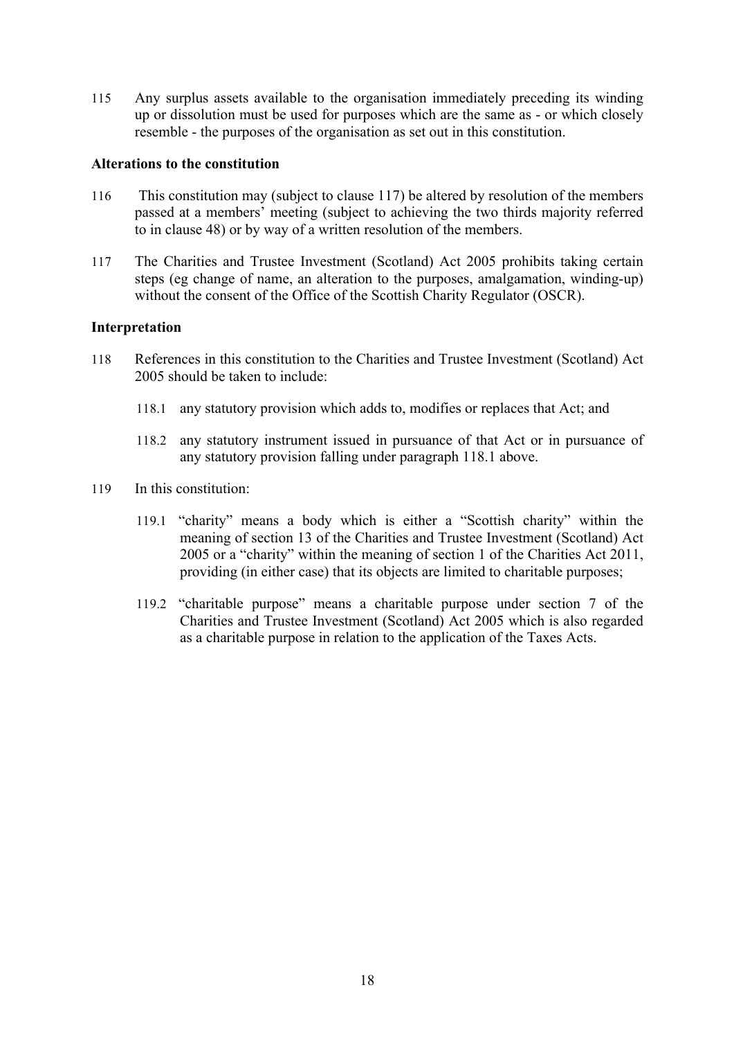115 Any surplus assets available to the organisation immediately preceding its winding up or dissolution must be used for purposes which are the same as - or which closely resemble - the purposes of the organisation as set out in this constitution.

**Alterations to the constitution**

116 This constitution may (subject to clause 117) be altered by resolution of the members passed at a members' meeting (subject to achieving the two thirds majority referred to in clause 48) or by way of a written resolution of the members.

117 The Charities and Trustee Investment (Scotland) Act 2005 prohibits taking certain steps (eg change of name, an alteration to the purposes, amalgamation, winding-up) without the consent of the Office of the Scottish Charity Regulator (OSCR).

**Interpretation**

118 References in this constitution to the Charities and Trustee Investment (Scotland) Act 2005 should be taken to include:

118.1 any statutory provision which adds to, modifies or replaces that Act; and

118.2 any statutory instrument issued in pursuance of that Act or in pursuance of any statutory provision falling under paragraph 118.1 above.

119 In this constitution:

119.1 "charity" means a body which is either a "Scottish charity" within the meaning of section 13 of the Charities and Trustee Investment (Scotland) Act 2005 or a "charity" within the meaning of section 1 of the Charities Act 2011, providing (in either case) that its objects are limited to charitable purposes;

119.2 "charitable purpose" means a charitable purpose under section 7 of the Charities and Trustee Investment (Scotland) Act 2005 which is also regarded as a charitable purpose in relation to the application of the Taxes Acts.